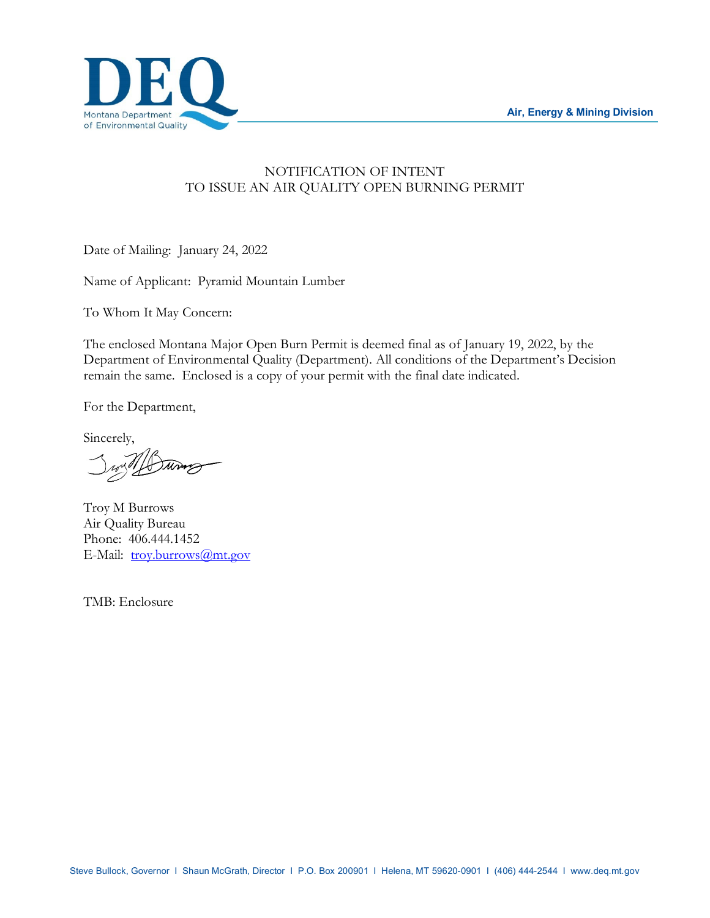DEQ

Montana Department of Environmental Quality

Air, Energy & Mining Division

NOTIFICATION OF INTENT
TO ISSUE AN AIR QUALITY OPEN BURNING PERMIT

Date of Mailing: January 24, 2022

Name of Applicant: Pyramid Mountain Lumber

To Whom It May Concern:

The enclosed Montana Major Open Burn Permit is deemed final as of January 19, 2022, by the Department of Environmental Quality (Department). All conditions of the Department's Decision remain the same. Enclosed is a copy of your permit with the final date indicated.

For the Department,

Sincerely,

Troy M Burrows
Air Quality Bureau
Phone: 406.444.1452
E-Mail: troy.burrows@mt.gov

TMB: Enclosure

Steve Bullock, Governor I Shaun McGrath, Director I P.O. Box 200901 I Helena, MT 59620-0901 I (406) 444-2544 I www.deq.mt.gov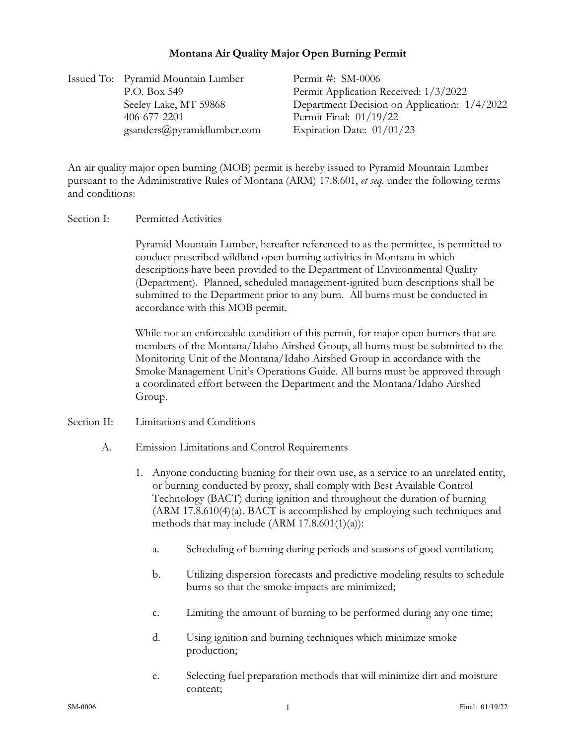# Montana Air Quality Major Open Burning Permit

| | | |
|---|---|---|
| Issued To: | Pyramid Mountain Lumber | Permit #: SM-0006 |
| | P.O. Box 549 | Permit Application Received: 1/3/2022 |
| | Seeley Lake, MT 59868 | Department Decision on Application: 1/4/2022 |
| | 406-677-2201 | Permit Final: 01/19/22 |
| | gsanders@pyramidlumber.com | Expiration Date: 01/01/23 |

An air quality major open burning (MOB) permit is hereby issued to Pyramid Mountain Lumber pursuant to the Administrative Rules of Montana (ARM) 17.8.601, *et seq*. under the following terms and conditions:

Section I: Permitted Activities

Pyramid Mountain Lumber, hereafter referenced to as the permittee, is permitted to conduct prescribed wildland open burning activities in Montana in which descriptions have been provided to the Department of Environmental Quality (Department). Planned, scheduled management-ignited burn descriptions shall be submitted to the Department prior to any burn. All burns must be conducted in accordance with this MOB permit.

While not an enforceable condition of this permit, for major open burners that are members of the Montana/Idaho Airshed Group, all burns must be submitted to the Monitoring Unit of the Montana/Idaho Airshed Group in accordance with the Smoke Management Unit's Operations Guide. All burns must be approved through a coordinated effort between the Department and the Montana/Idaho Airshed Group.

Section II: Limitations and Conditions

A. Emission Limitations and Control Requirements

1. Anyone conducting burning for their own use, as a service to an unrelated entity, or burning conducted by proxy, shall comply with Best Available Control Technology (BACT) during ignition and throughout the duration of burning (ARM 17.8.610(4)(a). BACT is accomplished by employing such techniques and methods that may include (ARM 17.8.601(1)(a)):

   a. Scheduling of burning during periods and seasons of good ventilation;

   b. Utilizing dispersion forecasts and predictive modeling results to schedule burns so that the smoke impacts are minimized;

   c. Limiting the amount of burning to be performed during any one time;

   d. Using ignition and burning techniques which minimize smoke production;

   e. Selecting fuel preparation methods that will minimize dirt and moisture content;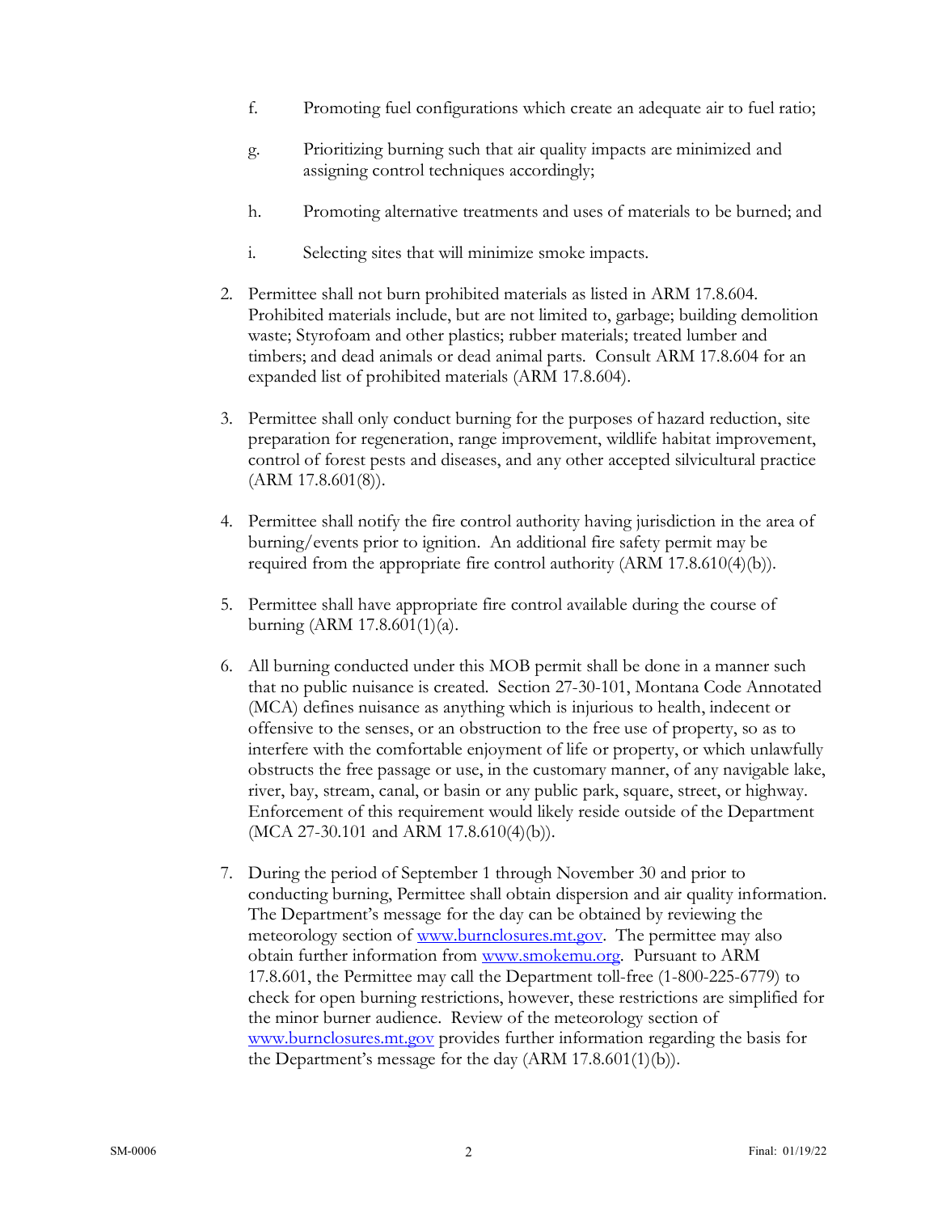f. Promoting fuel configurations which create an adequate air to fuel ratio;

   g. Prioritizing burning such that air quality impacts are minimized and assigning control techniques accordingly;

   h. Promoting alternative treatments and uses of materials to be burned; and

   i. Selecting sites that will minimize smoke impacts.

2. Permittee shall not burn prohibited materials as listed in ARM 17.8.604. Prohibited materials include, but are not limited to, garbage; building demolition waste; Styrofoam and other plastics; rubber materials; treated lumber and timbers; and dead animals or dead animal parts. Consult ARM 17.8.604 for an expanded list of prohibited materials (ARM 17.8.604).

3. Permittee shall only conduct burning for the purposes of hazard reduction, site preparation for regeneration, range improvement, wildlife habitat improvement, control of forest pests and diseases, and any other accepted silvicultural practice (ARM 17.8.601(8)).

4. Permittee shall notify the fire control authority having jurisdiction in the area of burning/events prior to ignition. An additional fire safety permit may be required from the appropriate fire control authority (ARM 17.8.610(4)(b)).

5. Permittee shall have appropriate fire control available during the course of burning (ARM 17.8.601(1)(a).

6. All burning conducted under this MOB permit shall be done in a manner such that no public nuisance is created. Section 27-30-101, Montana Code Annotated (MCA) defines nuisance as anything which is injurious to health, indecent or offensive to the senses, or an obstruction to the free use of property, so as to interfere with the comfortable enjoyment of life or property, or which unlawfully obstructs the free passage or use, in the customary manner, of any navigable lake, river, bay, stream, canal, or basin or any public park, square, street, or highway. Enforcement of this requirement would likely reside outside of the Department (MCA 27-30.101 and ARM 17.8.610(4)(b)).

7. During the period of September 1 through November 30 and prior to conducting burning, Permittee shall obtain dispersion and air quality information. The Department's message for the day can be obtained by reviewing the meteorology section of www.burnclosures.mt.gov. The permittee may also obtain further information from www.smokemu.org. Pursuant to ARM 17.8.601, the Permittee may call the Department toll-free (1-800-225-6779) to check for open burning restrictions, however, these restrictions are simplified for the minor burner audience. Review of the meteorology section of www.burnclosures.mt.gov provides further information regarding the basis for the Department's message for the day (ARM 17.8.601(1)(b)).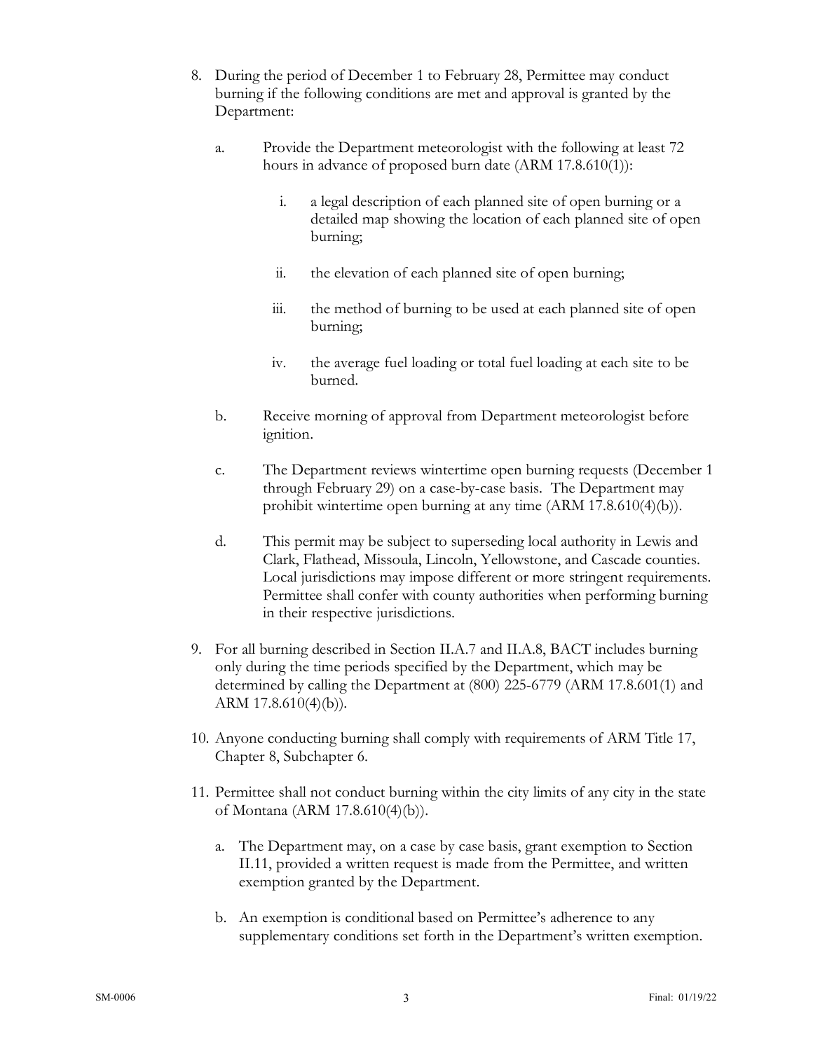8. During the period of December 1 to February 28, Permittee may conduct burning if the following conditions are met and approval is granted by the Department:

   a. Provide the Department meteorologist with the following at least 72 hours in advance of proposed burn date (ARM 17.8.610(1)):

      i. a legal description of each planned site of open burning or a detailed map showing the location of each planned site of open burning;

      ii. the elevation of each planned site of open burning;

      iii. the method of burning to be used at each planned site of open burning;

      iv. the average fuel loading or total fuel loading at each site to be burned.

   b. Receive morning of approval from Department meteorologist before ignition.

   c. The Department reviews wintertime open burning requests (December 1 through February 29) on a case-by-case basis. The Department may prohibit wintertime open burning at any time (ARM 17.8.610(4)(b)).

   d. This permit may be subject to superseding local authority in Lewis and Clark, Flathead, Missoula, Lincoln, Yellowstone, and Cascade counties. Local jurisdictions may impose different or more stringent requirements. Permittee shall confer with county authorities when performing burning in their respective jurisdictions.

9. For all burning described in Section II.A.7 and II.A.8, BACT includes burning only during the time periods specified by the Department, which may be determined by calling the Department at (800) 225-6779 (ARM 17.8.601(1) and ARM 17.8.610(4)(b)).

10. Anyone conducting burning shall comply with requirements of ARM Title 17, Chapter 8, Subchapter 6.

11. Permittee shall not conduct burning within the city limits of any city in the state of Montana (ARM 17.8.610(4)(b)).

    a. The Department may, on a case by case basis, grant exemption to Section II.11, provided a written request is made from the Permittee, and written exemption granted by the Department.

    b. An exemption is conditional based on Permittee's adherence to any supplementary conditions set forth in the Department's written exemption.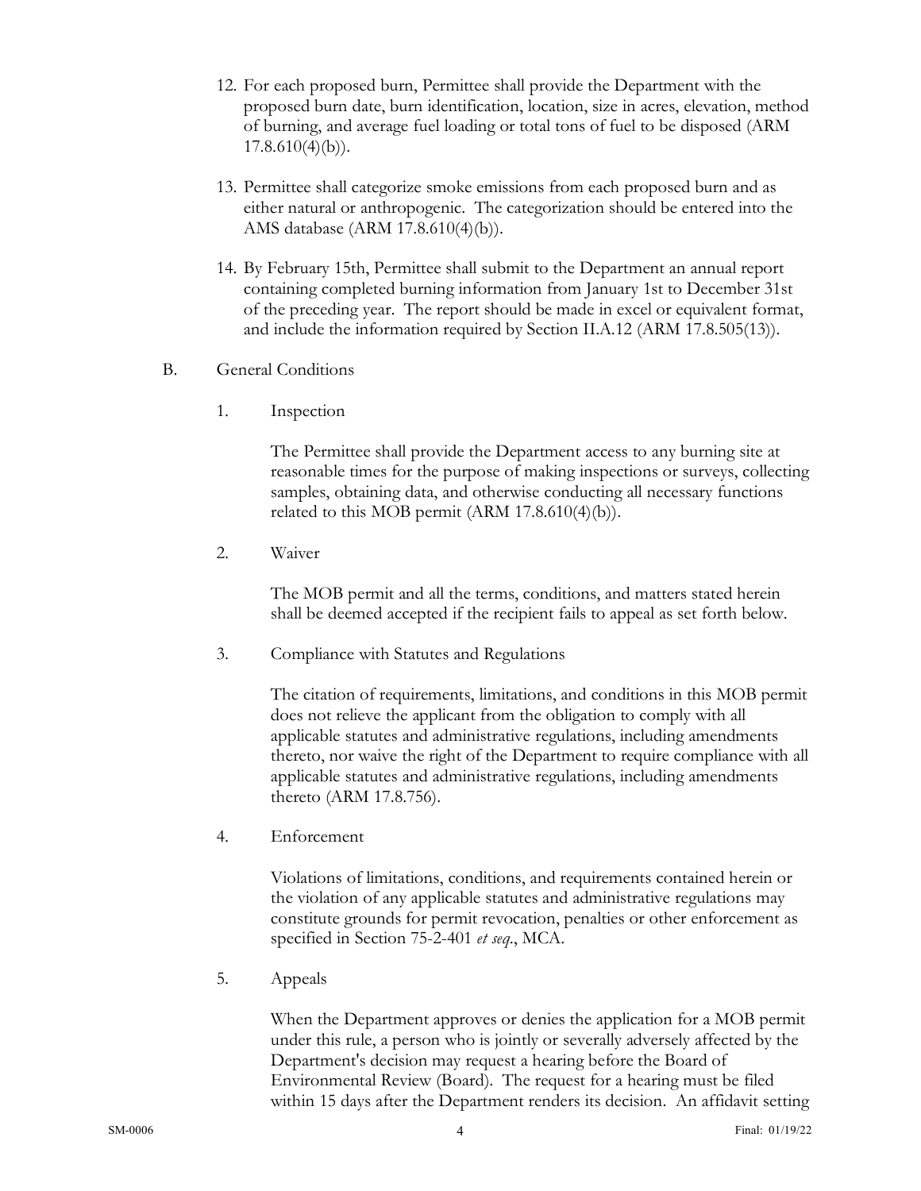12. For each proposed burn, Permittee shall provide the Department with the proposed burn date, burn identification, location, size in acres, elevation, method of burning, and average fuel loading or total tons of fuel to be disposed (ARM 17.8.610(4)(b)).

13. Permittee shall categorize smoke emissions from each proposed burn and as either natural or anthropogenic. The categorization should be entered into the AMS database (ARM 17.8.610(4)(b)).

14. By February 15th, Permittee shall submit to the Department an annual report containing completed burning information from January 1st to December 31st of the preceding year. The report should be made in excel or equivalent format, and include the information required by Section II.A.12 (ARM 17.8.505(13)).

B. General Conditions

1. Inspection

   The Permittee shall provide the Department access to any burning site at reasonable times for the purpose of making inspections or surveys, collecting samples, obtaining data, and otherwise conducting all necessary functions related to this MOB permit (ARM 17.8.610(4)(b)).

2. Waiver

   The MOB permit and all the terms, conditions, and matters stated herein shall be deemed accepted if the recipient fails to appeal as set forth below.

3. Compliance with Statutes and Regulations

   The citation of requirements, limitations, and conditions in this MOB permit does not relieve the applicant from the obligation to comply with all applicable statutes and administrative regulations, including amendments thereto, nor waive the right of the Department to require compliance with all applicable statutes and administrative regulations, including amendments thereto (ARM 17.8.756).

4. Enforcement

   Violations of limitations, conditions, and requirements contained herein or the violation of any applicable statutes and administrative regulations may constitute grounds for permit revocation, penalties or other enforcement as specified in Section 75-2-401 *et seq*., MCA.

5. Appeals

   When the Department approves or denies the application for a MOB permit under this rule, a person who is jointly or severally adversely affected by the Department's decision may request a hearing before the Board of Environmental Review (Board). The request for a hearing must be filed within 15 days after the Department renders its decision. An affidavit setting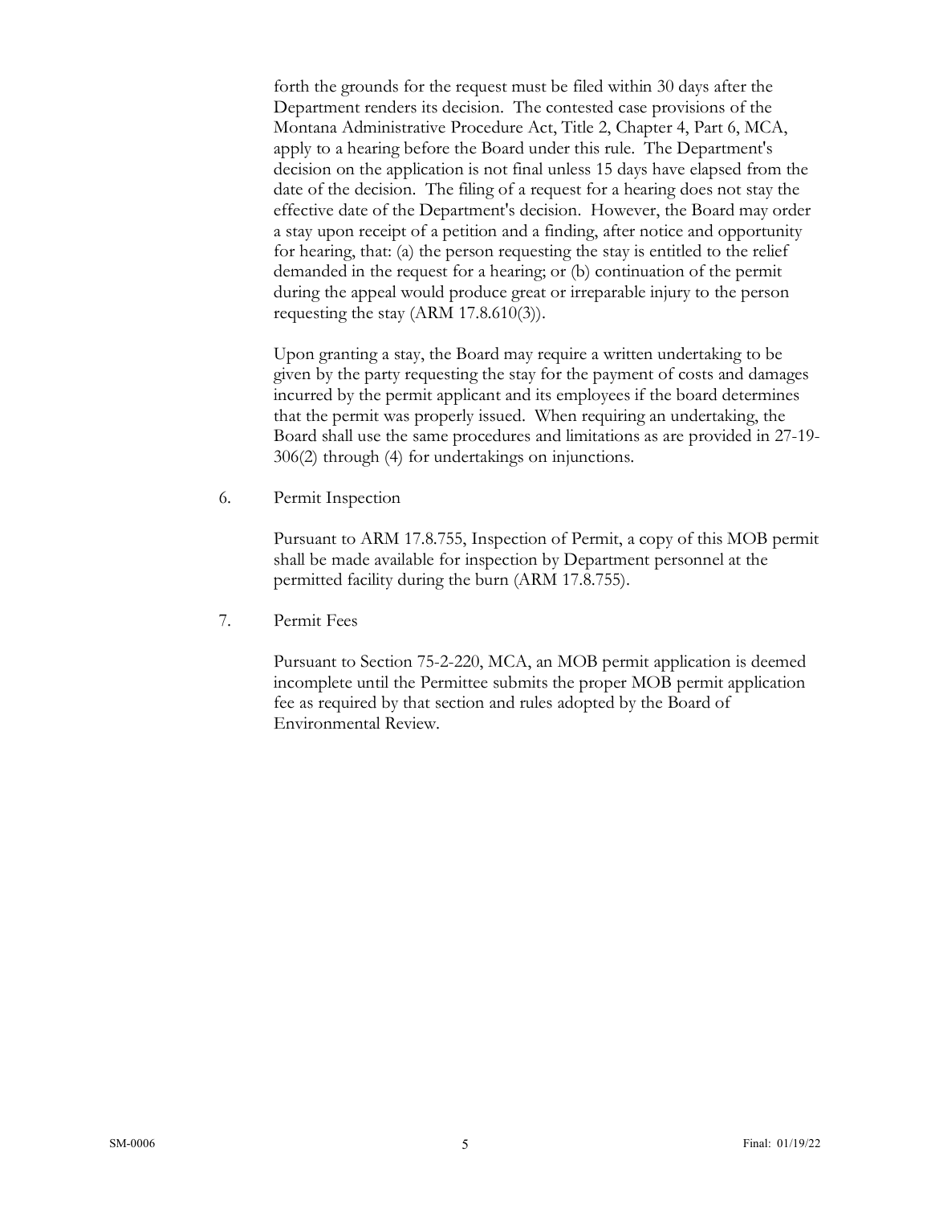forth the grounds for the request must be filed within 30 days after the Department renders its decision. The contested case provisions of the Montana Administrative Procedure Act, Title 2, Chapter 4, Part 6, MCA, apply to a hearing before the Board under this rule. The Department's decision on the application is not final unless 15 days have elapsed from the date of the decision. The filing of a request for a hearing does not stay the effective date of the Department's decision. However, the Board may order a stay upon receipt of a petition and a finding, after notice and opportunity for hearing, that: (a) the person requesting the stay is entitled to the relief demanded in the request for a hearing; or (b) continuation of the permit during the appeal would produce great or irreparable injury to the person requesting the stay (ARM 17.8.610(3)).

Upon granting a stay, the Board may require a written undertaking to be given by the party requesting the stay for the payment of costs and damages incurred by the permit applicant and its employees if the board determines that the permit was properly issued. When requiring an undertaking, the Board shall use the same procedures and limitations as are provided in 27-19-306(2) through (4) for undertakings on injunctions.

6. Permit Inspection

Pursuant to ARM 17.8.755, Inspection of Permit, a copy of this MOB permit shall be made available for inspection by Department personnel at the permitted facility during the burn (ARM 17.8.755).

7. Permit Fees

Pursuant to Section 75-2-220, MCA, an MOB permit application is deemed incomplete until the Permittee submits the proper MOB permit application fee as required by that section and rules adopted by the Board of Environmental Review.